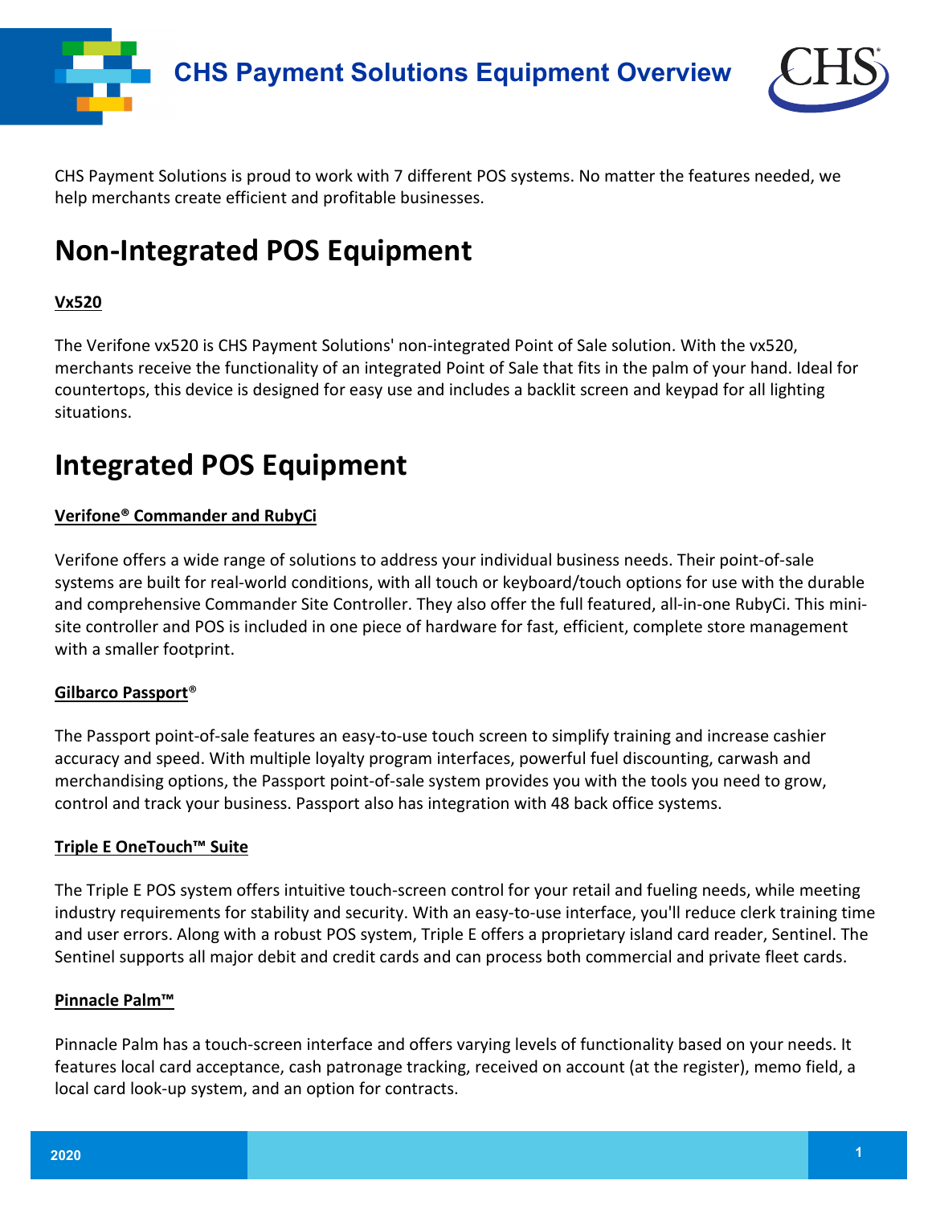# CHS Payment Solutions Equipment Overview

CHS Payment Solutions is proud to work with 7 different POS systems. No matter the features needed, we help merchants create efficient and profitable businesses.

## Non-Integrated POS Equipment

**Vx520**

The Verifone vx520 is CHS Payment Solutions' non-integrated Point of Sale solution. With the vx520, merchants receive the functionality of an integrated Point of Sale that fits in the palm of your hand. Ideal for countertops, this device is designed for easy use and includes a backlit screen and keypad for all lighting situations.

## Integrated POS Equipment

**Verifone® Commander and RubyCi**

Verifone offers a wide range of solutions to address your individual business needs. Their point-of-sale systems are built for real-world conditions, with all touch or keyboard/touch options for use with the durable and comprehensive Commander Site Controller. They also offer the full featured, all-in-one RubyCi. This mini-site controller and POS is included in one piece of hardware for fast, efficient, complete store management with a smaller footprint.

**Gilbarco Passport®**

The Passport point-of-sale features an easy-to-use touch screen to simplify training and increase cashier accuracy and speed. With multiple loyalty program interfaces, powerful fuel discounting, carwash and merchandising options, the Passport point-of-sale system provides you with the tools you need to grow, control and track your business. Passport also has integration with 48 back office systems.

**Triple E OneTouch™ Suite**

The Triple E POS system offers intuitive touch-screen control for your retail and fueling needs, while meeting industry requirements for stability and security. With an easy-to-use interface, you'll reduce clerk training time and user errors. Along with a robust POS system, Triple E offers a proprietary island card reader, Sentinel. The Sentinel supports all major debit and credit cards and can process both commercial and private fleet cards.

**Pinnacle Palm™**

Pinnacle Palm has a touch-screen interface and offers varying levels of functionality based on your needs. It features local card acceptance, cash patronage tracking, received on account (at the register), memo field, a local card look-up system, and an option for contracts.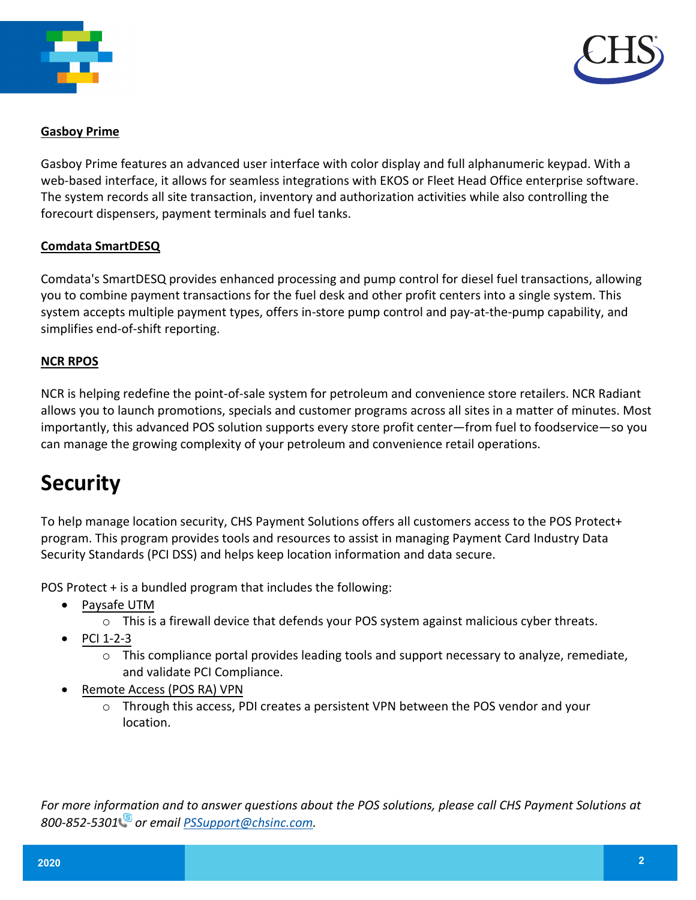**Gasboy Prime**

Gasboy Prime features an advanced user interface with color display and full alphanumeric keypad. With a web-based interface, it allows for seamless integrations with EKOS or Fleet Head Office enterprise software. The system records all site transaction, inventory and authorization activities while also controlling the forecourt dispensers, payment terminals and fuel tanks.

**Comdata SmartDESQ**

Comdata's SmartDESQ provides enhanced processing and pump control for diesel fuel transactions, allowing you to combine payment transactions for the fuel desk and other profit centers into a single system. This system accepts multiple payment types, offers in-store pump control and pay-at-the-pump capability, and simplifies end-of-shift reporting.

**NCR RPOS**

NCR is helping redefine the point-of-sale system for petroleum and convenience store retailers. NCR Radiant allows you to launch promotions, specials and customer programs across all sites in a matter of minutes. Most importantly, this advanced POS solution supports every store profit center—from fuel to foodservice—so you can manage the growing complexity of your petroleum and convenience retail operations.

# Security

To help manage location security, CHS Payment Solutions offers all customers access to the POS Protect+ program. This program provides tools and resources to assist in managing Payment Card Industry Data Security Standards (PCI DSS) and helps keep location information and data secure.

POS Protect + is a bundled program that includes the following:

- Paysafe UTM
  - This is a firewall device that defends your POS system against malicious cyber threats.
- PCI 1-2-3
  - This compliance portal provides leading tools and support necessary to analyze, remediate, and validate PCI Compliance.
- Remote Access (POS RA) VPN
  - Through this access, PDI creates a persistent VPN between the POS vendor and your location.

*For more information and to answer questions about the POS solutions, please call CHS Payment Solutions at 800-852-5301 or email PSSupport@chsinc.com.*